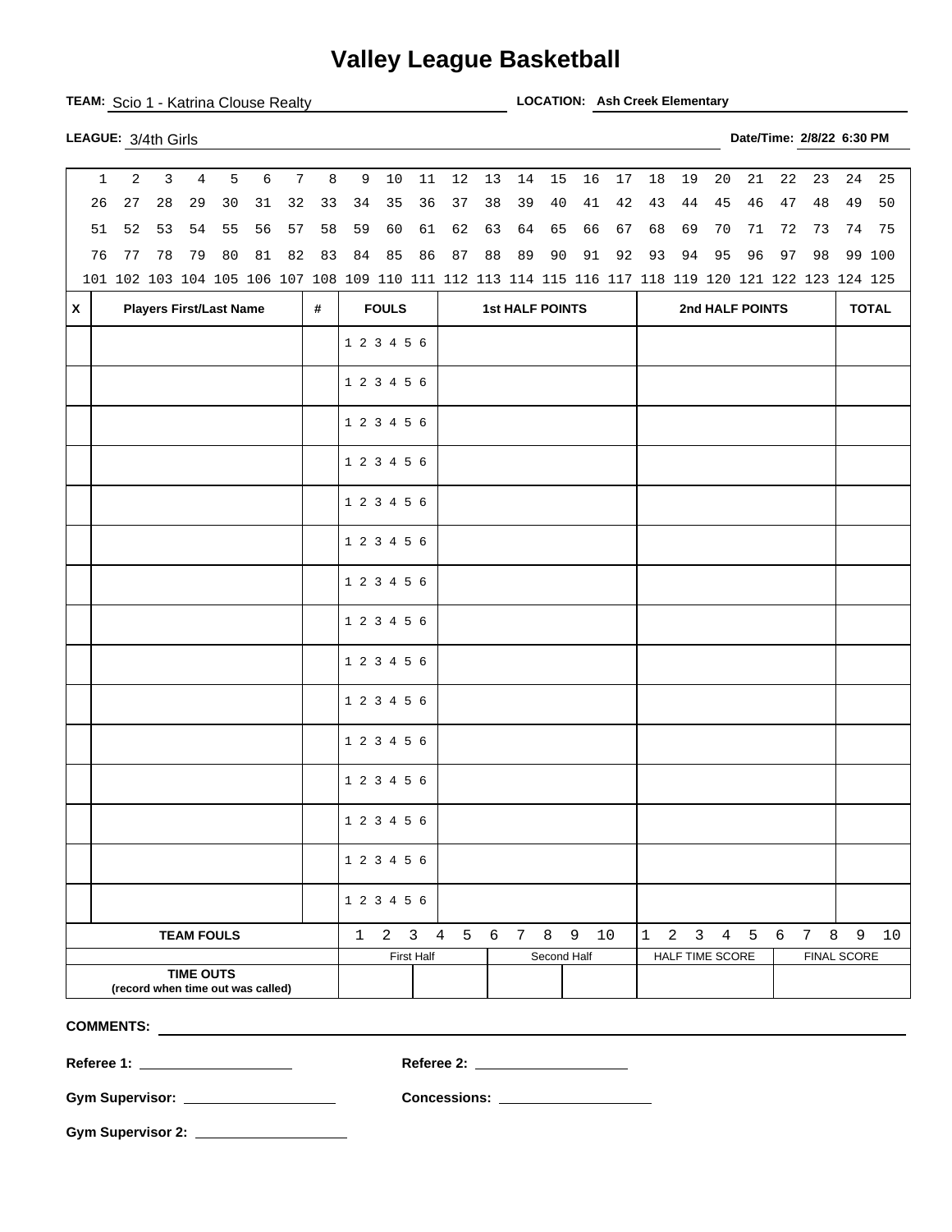# Valley League Basketball

**TEAM:** Scio 1 - Katrina Clouse Realty **LOCATION:** Ash Creek Elementary

**LEAGUE:** 3/4th Girls **Date/Time:** 2/8/22 6:30 PM

| | | | | | | | | | | | | | | | | | | | | | | | | |
|---|---|---|---|---|---|---|---|---|---|---|---|---|---|---|---|---|---|---|---|---|---|---|---|---|
| 1 | 2 | 3 | 4 | 5 | 6 | 7 | 8 | 9 | 10 | 11 | 12 | 13 | 14 | 15 | 16 | 17 | 18 | 19 | 20 | 21 | 22 | 23 | 24 | 25 |
| 26 | 27 | 28 | 29 | 30 | 31 | 32 | 33 | 34 | 35 | 36 | 37 | 38 | 39 | 40 | 41 | 42 | 43 | 44 | 45 | 46 | 47 | 48 | 49 | 50 |
| 51 | 52 | 53 | 54 | 55 | 56 | 57 | 58 | 59 | 60 | 61 | 62 | 63 | 64 | 65 | 66 | 67 | 68 | 69 | 70 | 71 | 72 | 73 | 74 | 75 |
| 76 | 77 | 78 | 79 | 80 | 81 | 82 | 83 | 84 | 85 | 86 | 87 | 88 | 89 | 90 | 91 | 92 | 93 | 94 | 95 | 96 | 97 | 98 | 99 | 100 |
| 101 | 102 | 103 | 104 | 105 | 106 | 107 | 108 | 109 | 110 | 111 | 112 | 113 | 114 | 115 | 116 | 117 | 118 | 119 | 120 | 121 | 122 | 123 | 124 | 125 |

| X | Players First/Last Name | # | FOULS | 1st HALF POINTS | 2nd HALF POINTS | TOTAL |
|---|---|---|---|---|---|---|
| | | | 1 2 3 4 5 6 | | | |
| | | | 1 2 3 4 5 6 | | | |
| | | | 1 2 3 4 5 6 | | | |
| | | | 1 2 3 4 5 6 | | | |
| | | | 1 2 3 4 5 6 | | | |
| | | | 1 2 3 4 5 6 | | | |
| | | | 1 2 3 4 5 6 | | | |
| | | | 1 2 3 4 5 6 | | | |
| | | | 1 2 3 4 5 6 | | | |
| | | | 1 2 3 4 5 6 | | | |
| | | | 1 2 3 4 5 6 | | | |
| | | | 1 2 3 4 5 6 | | | |
| | | | 1 2 3 4 5 6 | | | |
| | | | 1 2 3 4 5 6 | | | |
| | | | 1 2 3 4 5 6 | | | |

| TEAM FOULS | 1 2 3 4 5 6 7 8 9 10 | 1 2 3 4 5 6 7 8 9 10 |
|---|---|---|

| | First Half | | Second Half | | HALF TIME SCORE | FINAL SCORE |
|---|---|---|---|---|---|---|
| **TIME OUTS** (record when time out was called) | | | | | | |

**COMMENTS:** 

**Referee 1:** **Referee 2:** 

**Gym Supervisor:** **Concessions:** 

**Gym Supervisor 2:**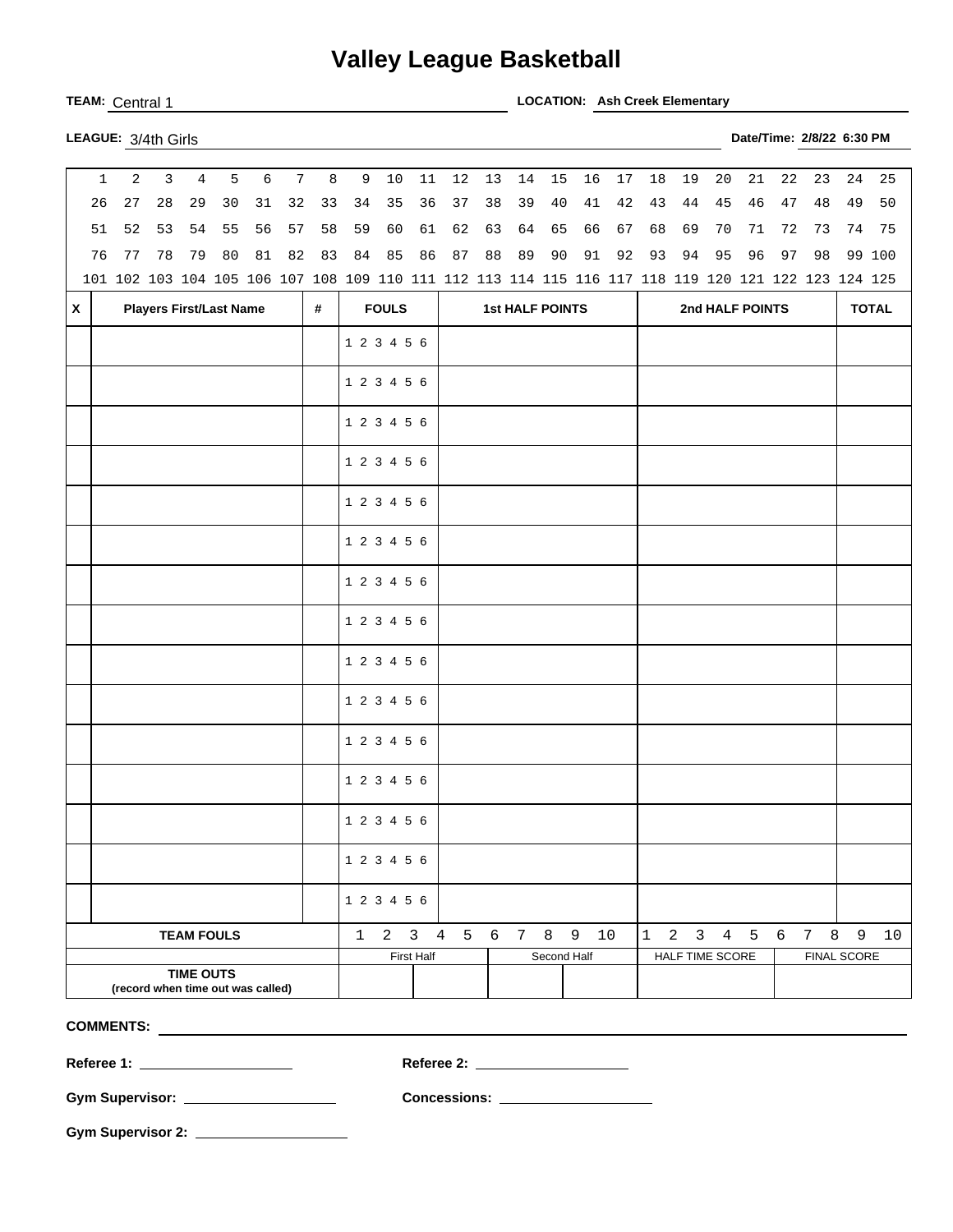# Valley League Basketball

**TEAM:** Central 1 **LOCATION:** **Ash Creek Elementary**

**LEAGUE:** 3/4th Girls **Date/Time:** **2/8/22 6:30 PM**

| | | | | | | | | | | | | | | | | | | | | | | | | |
|---|---|---|---|---|---|---|---|---|---|---|---|---|---|---|---|---|---|---|---|---|---|---|---|---|
| 1 | 2 | 3 | 4 | 5 | 6 | 7 | 8 | 9 | 10 | 11 | 12 | 13 | 14 | 15 | 16 | 17 | 18 | 19 | 20 | 21 | 22 | 23 | 24 | 25 |
| 26 | 27 | 28 | 29 | 30 | 31 | 32 | 33 | 34 | 35 | 36 | 37 | 38 | 39 | 40 | 41 | 42 | 43 | 44 | 45 | 46 | 47 | 48 | 49 | 50 |
| 51 | 52 | 53 | 54 | 55 | 56 | 57 | 58 | 59 | 60 | 61 | 62 | 63 | 64 | 65 | 66 | 67 | 68 | 69 | 70 | 71 | 72 | 73 | 74 | 75 |
| 76 | 77 | 78 | 79 | 80 | 81 | 82 | 83 | 84 | 85 | 86 | 87 | 88 | 89 | 90 | 91 | 92 | 93 | 94 | 95 | 96 | 97 | 98 | 99 | 100 |
| 101 | 102 | 103 | 104 | 105 | 106 | 107 | 108 | 109 | 110 | 111 | 112 | 113 | 114 | 115 | 116 | 117 | 118 | 119 | 120 | 121 | 122 | 123 | 124 | 125 |

| X | Players First/Last Name | # | FOULS | 1st HALF POINTS | 2nd HALF POINTS | TOTAL |
|---|---|---|---|---|---|---|
| | | | 1 2 3 4 5 6 | | | |
| | | | 1 2 3 4 5 6 | | | |
| | | | 1 2 3 4 5 6 | | | |
| | | | 1 2 3 4 5 6 | | | |
| | | | 1 2 3 4 5 6 | | | |
| | | | 1 2 3 4 5 6 | | | |
| | | | 1 2 3 4 5 6 | | | |
| | | | 1 2 3 4 5 6 | | | |
| | | | 1 2 3 4 5 6 | | | |
| | | | 1 2 3 4 5 6 | | | |
| | | | 1 2 3 4 5 6 | | | |
| | | | 1 2 3 4 5 6 | | | |
| | | | 1 2 3 4 5 6 | | | |
| | | | 1 2 3 4 5 6 | | | |
| | | | 1 2 3 4 5 6 | | | |

| TEAM FOULS | 1 2 3 4 5 6 7 8 9 10 | | 1 2 3 4 5 6 7 8 9 10 | |
|---|---|---|---|---|
| | First Half | Second Half | HALF TIME SCORE | FINAL SCORE |
| **TIME OUTS** (record when time out was called) | | | | |

**COMMENTS:**

**Referee 1:** **Referee 2:**

**Gym Supervisor:** **Concessions:**

**Gym Supervisor 2:**